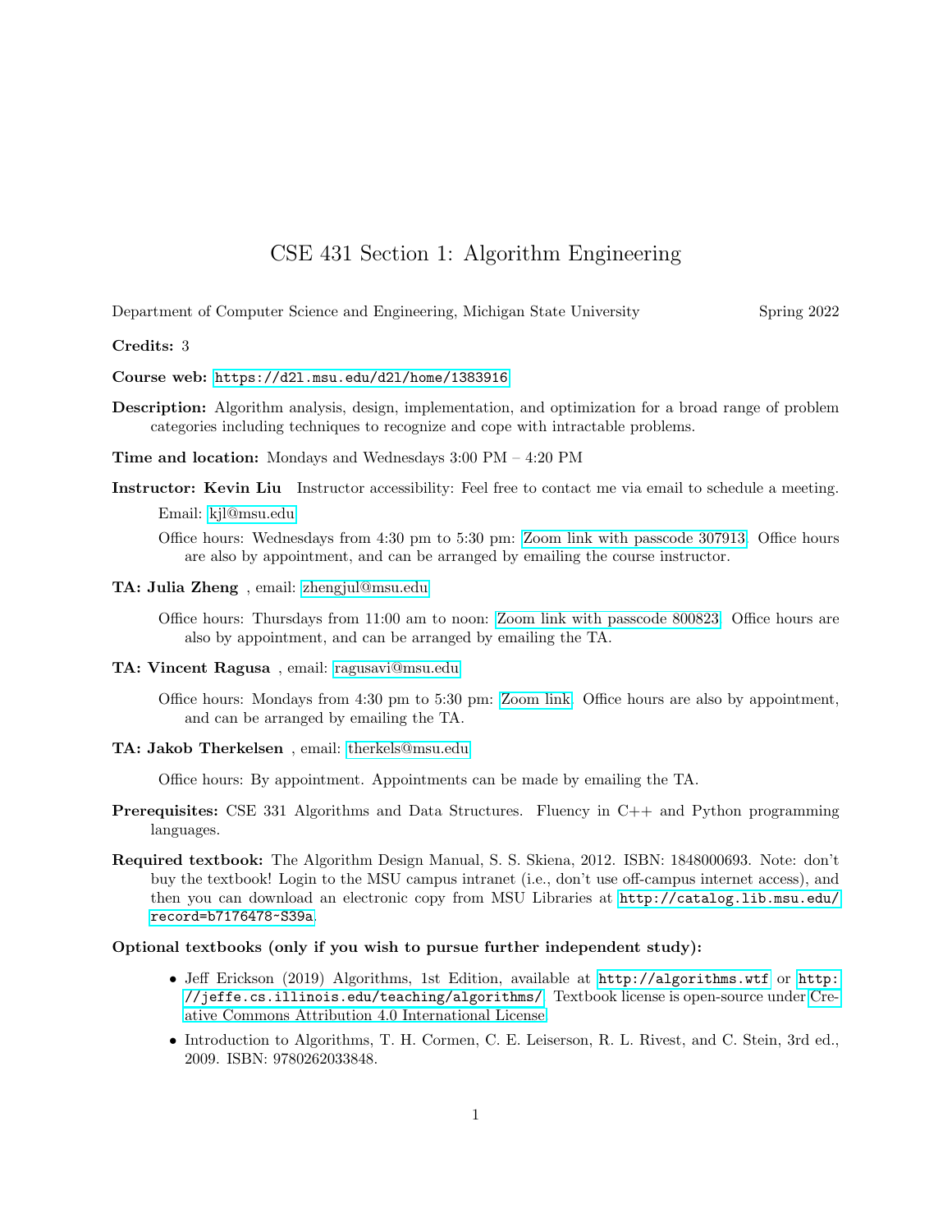# CSE 431 Section 1: Algorithm Engineering

Department of Computer Science and Engineering, Michigan State University — Spring 2022

**Credits:** 3

**Course web:** https://d2l.msu.edu/d2l/home/1383916

**Description:** Algorithm analysis, design, implementation, and optimization for a broad range of problem categories including techniques to recognize and cope with intractable problems.

**Time and location:** Mondays and Wednesdays 3:00 PM – 4:20 PM

**Instructor: Kevin Liu** Instructor accessibility: Feel free to contact me via email to schedule a meeting.

Email: kjl@msu.edu

Office hours: Wednesdays from 4:30 pm to 5:30 pm: Zoom link with passcode 307913. Office hours are also by appointment, and can be arranged by emailing the course instructor.

**TA: Julia Zheng** , email: zhengjul@msu.edu

Office hours: Thursdays from 11:00 am to noon: Zoom link with passcode 800823. Office hours are also by appointment, and can be arranged by emailing the TA.

**TA: Vincent Ragusa** , email: ragusavi@msu.edu

Office hours: Mondays from 4:30 pm to 5:30 pm: Zoom link. Office hours are also by appointment, and can be arranged by emailing the TA.

**TA: Jakob Therkelsen** , email: therkels@msu.edu

Office hours: By appointment. Appointments can be made by emailing the TA.

**Prerequisites:** CSE 331 Algorithms and Data Structures. Fluency in C++ and Python programming languages.

**Required textbook:** The Algorithm Design Manual, S. S. Skiena, 2012. ISBN: 1848000693. Note: don't buy the textbook! Login to the MSU campus intranet (i.e., don't use off-campus internet access), and then you can download an electronic copy from MSU Libraries at http://catalog.lib.msu.edu/record=b7176478~S39a.

**Optional textbooks (only if you wish to pursue further independent study):**

- Jeff Erickson (2019) Algorithms, 1st Edition, available at http://algorithms.wtf or http://jeffe.cs.illinois.edu/teaching/algorithms/. Textbook license is open-source under Creative Commons Attribution 4.0 International License.
- Introduction to Algorithms, T. H. Cormen, C. E. Leiserson, R. L. Rivest, and C. Stein, 3rd ed., 2009. ISBN: 9780262033848.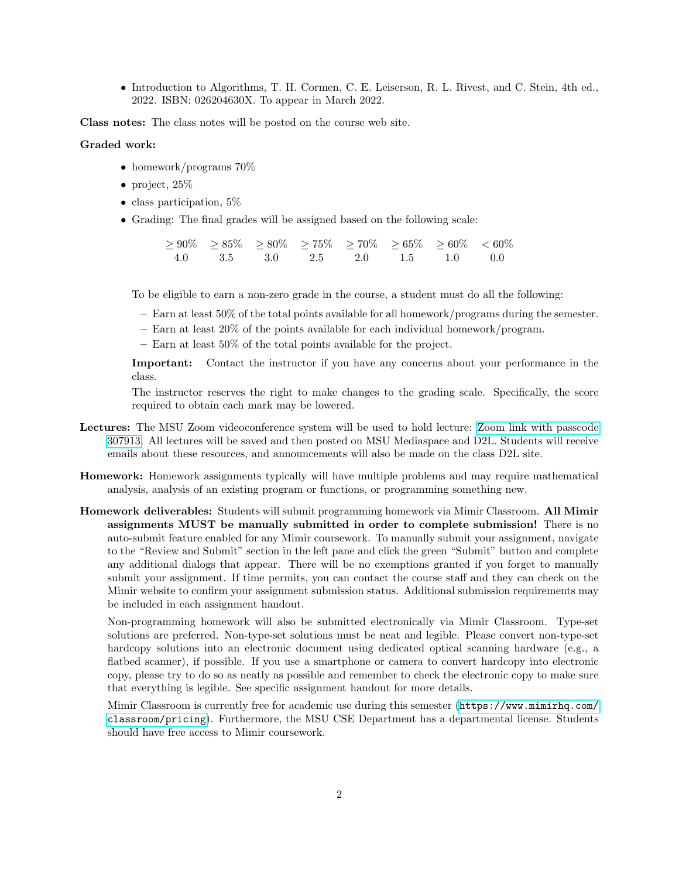- Introduction to Algorithms, T. H. Cormen, C. E. Leiserson, R. L. Rivest, and C. Stein, 4th ed., 2022. ISBN: 026204630X. To appear in March 2022.

**Class notes:** The class notes will be posted on the course web site.

**Graded work:**

- homework/programs 70%
- project, 25%
- class participation, 5%
- Grading: The final grades will be assigned based on the following scale:

| $\geq 90\%$ | $\geq 85\%$ | $\geq 80\%$ | $\geq 75\%$ | $\geq 70\%$ | $\geq 65\%$ | $\geq 60\%$ | $< 60\%$ |
|---|---|---|---|---|---|---|---|
| 4.0 | 3.5 | 3.0 | 2.5 | 2.0 | 1.5 | 1.0 | 0.0 |

  To be eligible to earn a non-zero grade in the course, a student must do all the following:

  - Earn at least 50% of the total points available for all homework/programs during the semester.
  - Earn at least 20% of the points available for each individual homework/program.
  - Earn at least 50% of the total points available for the project.

  **Important:** Contact the instructor if you have any concerns about your performance in the class.

  The instructor reserves the right to make changes to the grading scale. Specifically, the score required to obtain each mark may be lowered.

**Lectures:** The MSU Zoom videoconference system will be used to hold lecture: Zoom link with passcode 307913. All lectures will be saved and then posted on MSU Mediaspace and D2L. Students will receive emails about these resources, and announcements will also be made on the class D2L site.

**Homework:** Homework assignments typically will have multiple problems and may require mathematical analysis, analysis of an existing program or functions, or programming something new.

**Homework deliverables:** Students will submit programming homework via Mimir Classroom. **All Mimir assignments MUST be manually submitted in order to complete submission!** There is no auto-submit feature enabled for any Mimir coursework. To manually submit your assignment, navigate to the "Review and Submit" section in the left pane and click the green "Submit" button and complete any additional dialogs that appear. There will be no exemptions granted if you forget to manually submit your assignment. If time permits, you can contact the course staff and they can check on the Mimir website to confirm your assignment submission status. Additional submission requirements may be included in each assignment handout.

Non-programming homework will also be submitted electronically via Mimir Classroom. Type-set solutions are preferred. Non-type-set solutions must be neat and legible. Please convert non-type-set hardcopy solutions into an electronic document using dedicated optical scanning hardware (e.g., a flatbed scanner), if possible. If you use a smartphone or camera to convert hardcopy into electronic copy, please try to do so as neatly as possible and remember to check the electronic copy to make sure that everything is legible. See specific assignment handout for more details.

Mimir Classroom is currently free for academic use during this semester (`https://www.mimirhq.com/classroom/pricing`). Furthermore, the MSU CSE Department has a departmental license. Students should have free access to Mimir coursework.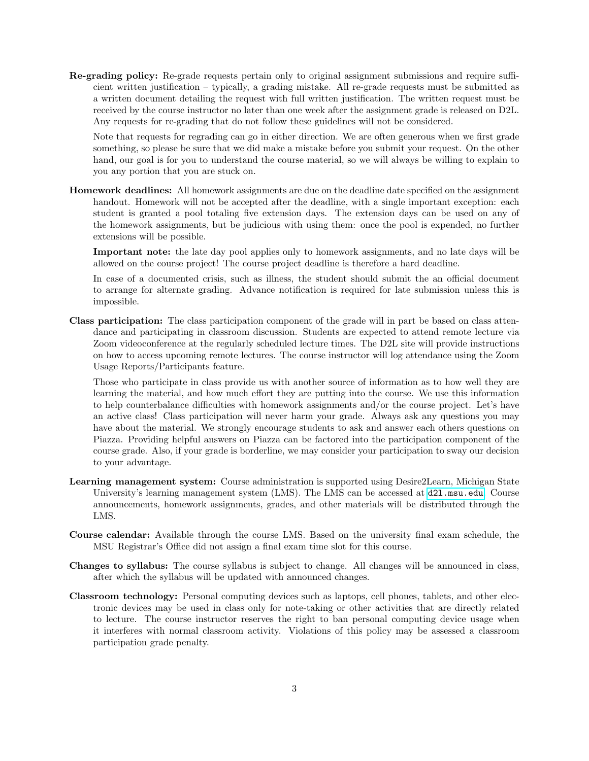**Re-grading policy:** Re-grade requests pertain only to original assignment submissions and require sufficient written justification – typically, a grading mistake. All re-grade requests must be submitted as a written document detailing the request with full written justification. The written request must be received by the course instructor no later than one week after the assignment grade is released on D2L. Any requests for re-grading that do not follow these guidelines will not be considered.

Note that requests for regrading can go in either direction. We are often generous when we first grade something, so please be sure that we did make a mistake before you submit your request. On the other hand, our goal is for you to understand the course material, so we will always be willing to explain to you any portion that you are stuck on.

**Homework deadlines:** All homework assignments are due on the deadline date specified on the assignment handout. Homework will not be accepted after the deadline, with a single important exception: each student is granted a pool totaling five extension days. The extension days can be used on any of the homework assignments, but be judicious with using them: once the pool is expended, no further extensions will be possible.

**Important note:** the late day pool applies only to homework assignments, and no late days will be allowed on the course project! The course project deadline is therefore a hard deadline.

In case of a documented crisis, such as illness, the student should submit the an official document to arrange for alternate grading. Advance notification is required for late submission unless this is impossible.

**Class participation:** The class participation component of the grade will in part be based on class attendance and participating in classroom discussion. Students are expected to attend remote lecture via Zoom videoconference at the regularly scheduled lecture times. The D2L site will provide instructions on how to access upcoming remote lectures. The course instructor will log attendance using the Zoom Usage Reports/Participants feature.

Those who participate in class provide us with another source of information as to how well they are learning the material, and how much effort they are putting into the course. We use this information to help counterbalance difficulties with homework assignments and/or the course project. Let's have an active class! Class participation will never harm your grade. Always ask any questions you may have about the material. We strongly encourage students to ask and answer each others questions on Piazza. Providing helpful answers on Piazza can be factored into the participation component of the course grade. Also, if your grade is borderline, we may consider your participation to sway our decision to your advantage.

**Learning management system:** Course administration is supported using Desire2Learn, Michigan State University's learning management system (LMS). The LMS can be accessed at `d2l.msu.edu`. Course announcements, homework assignments, grades, and other materials will be distributed through the LMS.

**Course calendar:** Available through the course LMS. Based on the university final exam schedule, the MSU Registrar's Office did not assign a final exam time slot for this course.

**Changes to syllabus:** The course syllabus is subject to change. All changes will be announced in class, after which the syllabus will be updated with announced changes.

**Classroom technology:** Personal computing devices such as laptops, cell phones, tablets, and other electronic devices may be used in class only for note-taking or other activities that are directly related to lecture. The course instructor reserves the right to ban personal computing device usage when it interferes with normal classroom activity. Violations of this policy may be assessed a classroom participation grade penalty.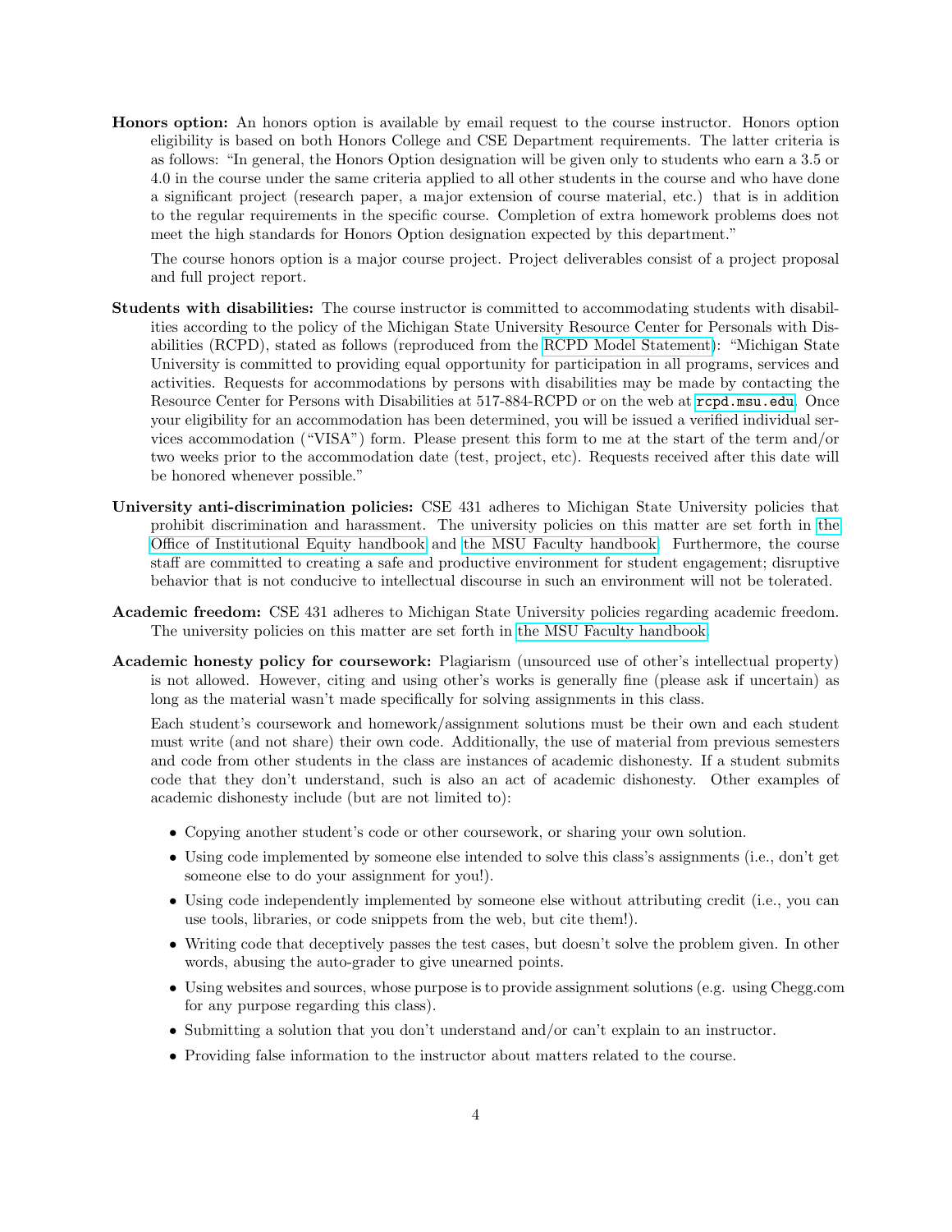**Honors option:** An honors option is available by email request to the course instructor. Honors option eligibility is based on both Honors College and CSE Department requirements. The latter criteria is as follows: "In general, the Honors Option designation will be given only to students who earn a 3.5 or 4.0 in the course under the same criteria applied to all other students in the course and who have done a significant project (research paper, a major extension of course material, etc.) that is in addition to the regular requirements in the specific course. Completion of extra homework problems does not meet the high standards for Honors Option designation expected by this department."

The course honors option is a major course project. Project deliverables consist of a project proposal and full project report.

**Students with disabilities:** The course instructor is committed to accommodating students with disabilities according to the policy of the Michigan State University Resource Center for Personals with Disabilities (RCPD), stated as follows (reproduced from the RCPD Model Statement): "Michigan State University is committed to providing equal opportunity for participation in all programs, services and activities. Requests for accommodations by persons with disabilities may be made by contacting the Resource Center for Persons with Disabilities at 517-884-RCPD or on the web at `rcpd.msu.edu`. Once your eligibility for an accommodation has been determined, you will be issued a verified individual services accommodation ("VISA") form. Please present this form to me at the start of the term and/or two weeks prior to the accommodation date (test, project, etc). Requests received after this date will be honored whenever possible."

**University anti-discrimination policies:** CSE 431 adheres to Michigan State University policies that prohibit discrimination and harassment. The university policies on this matter are set forth in the Office of Institutional Equity handbook and the MSU Faculty handbook. Furthermore, the course staff are committed to creating a safe and productive environment for student engagement; disruptive behavior that is not conducive to intellectual discourse in such an environment will not be tolerated.

**Academic freedom:** CSE 431 adheres to Michigan State University policies regarding academic freedom. The university policies on this matter are set forth in the MSU Faculty handbook.

**Academic honesty policy for coursework:** Plagiarism (unsourced use of other's intellectual property) is not allowed. However, citing and using other's works is generally fine (please ask if uncertain) as long as the material wasn't made specifically for solving assignments in this class.

Each student's coursework and homework/assignment solutions must be their own and each student must write (and not share) their own code. Additionally, the use of material from previous semesters and code from other students in the class are instances of academic dishonesty. If a student submits code that they don't understand, such is also an act of academic dishonesty. Other examples of academic dishonesty include (but are not limited to):

- Copying another student's code or other coursework, or sharing your own solution.
- Using code implemented by someone else intended to solve this class's assignments (i.e., don't get someone else to do your assignment for you!).
- Using code independently implemented by someone else without attributing credit (i.e., you can use tools, libraries, or code snippets from the web, but cite them!).
- Writing code that deceptively passes the test cases, but doesn't solve the problem given. In other words, abusing the auto-grader to give unearned points.
- Using websites and sources, whose purpose is to provide assignment solutions (e.g. using Chegg.com for any purpose regarding this class).
- Submitting a solution that you don't understand and/or can't explain to an instructor.
- Providing false information to the instructor about matters related to the course.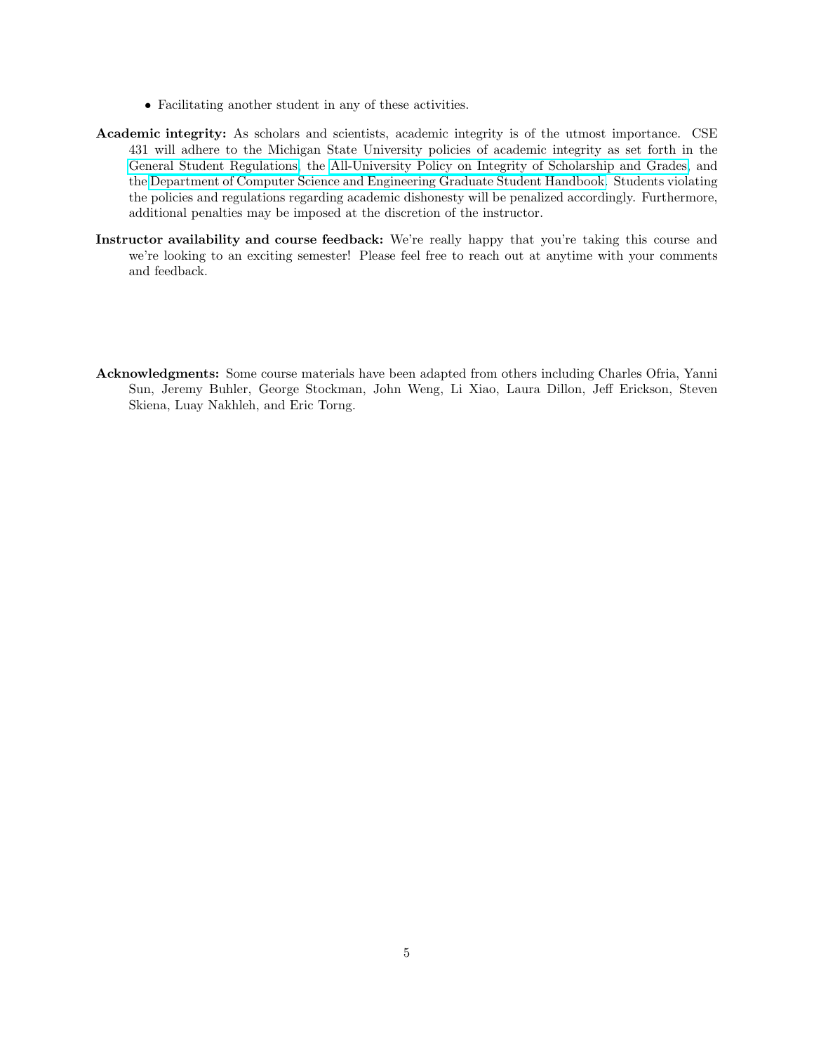- Facilitating another student in any of these activities.

**Academic integrity:** As scholars and scientists, academic integrity is of the utmost importance. CSE 431 will adhere to the Michigan State University policies of academic integrity as set forth in the General Student Regulations, the All-University Policy on Integrity of Scholarship and Grades, and the Department of Computer Science and Engineering Graduate Student Handbook. Students violating the policies and regulations regarding academic dishonesty will be penalized accordingly. Furthermore, additional penalties may be imposed at the discretion of the instructor.

**Instructor availability and course feedback:** We're really happy that you're taking this course and we're looking to an exciting semester! Please feel free to reach out at anytime with your comments and feedback.

**Acknowledgments:** Some course materials have been adapted from others including Charles Ofria, Yanni Sun, Jeremy Buhler, George Stockman, John Weng, Li Xiao, Laura Dillon, Jeff Erickson, Steven Skiena, Luay Nakhleh, and Eric Torng.